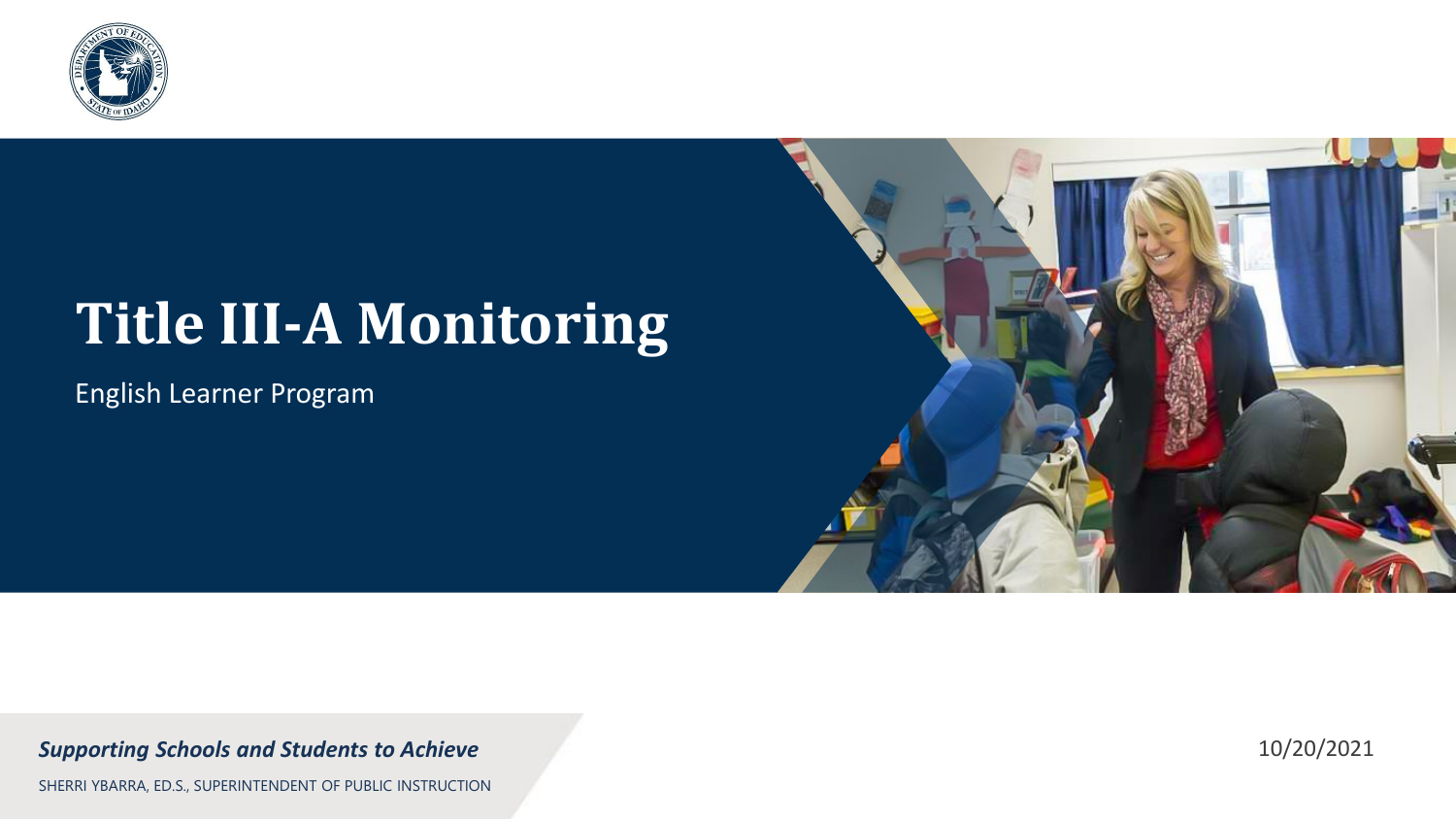# Title III-A Monitoring

English Learner Program

***Supporting Schools and Students to Achieve***

SHERRI YBARRA, ED.S., SUPERINTENDENT OF PUBLIC INSTRUCTION

10/20/2021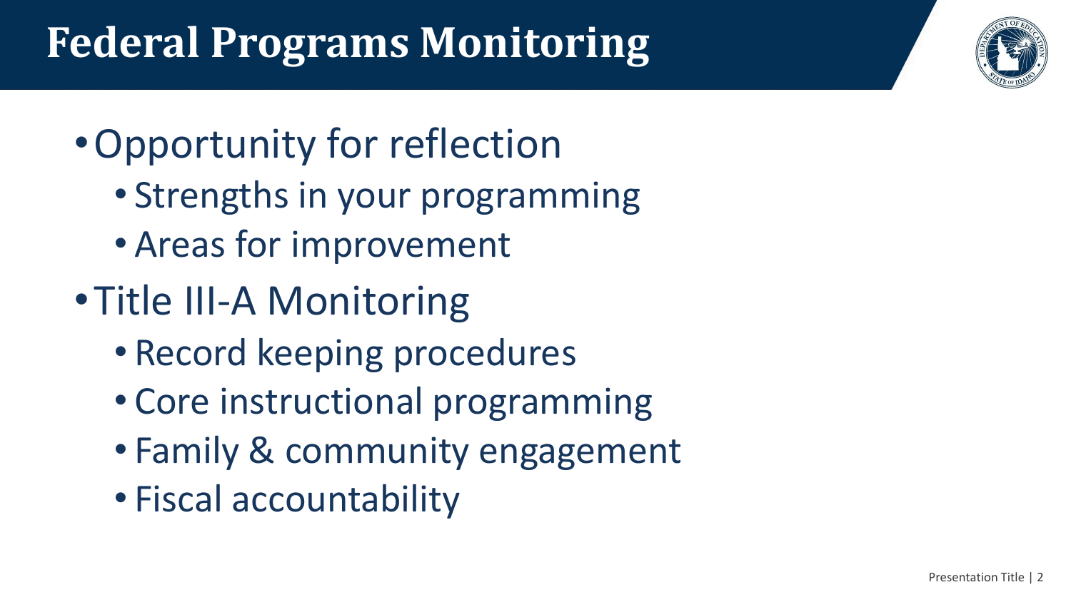# Federal Programs Monitoring

- Opportunity for reflection
  - Strengths in your programming
  - Areas for improvement
- Title III-A Monitoring
  - Record keeping procedures
  - Core instructional programming
  - Family & community engagement
  - Fiscal accountability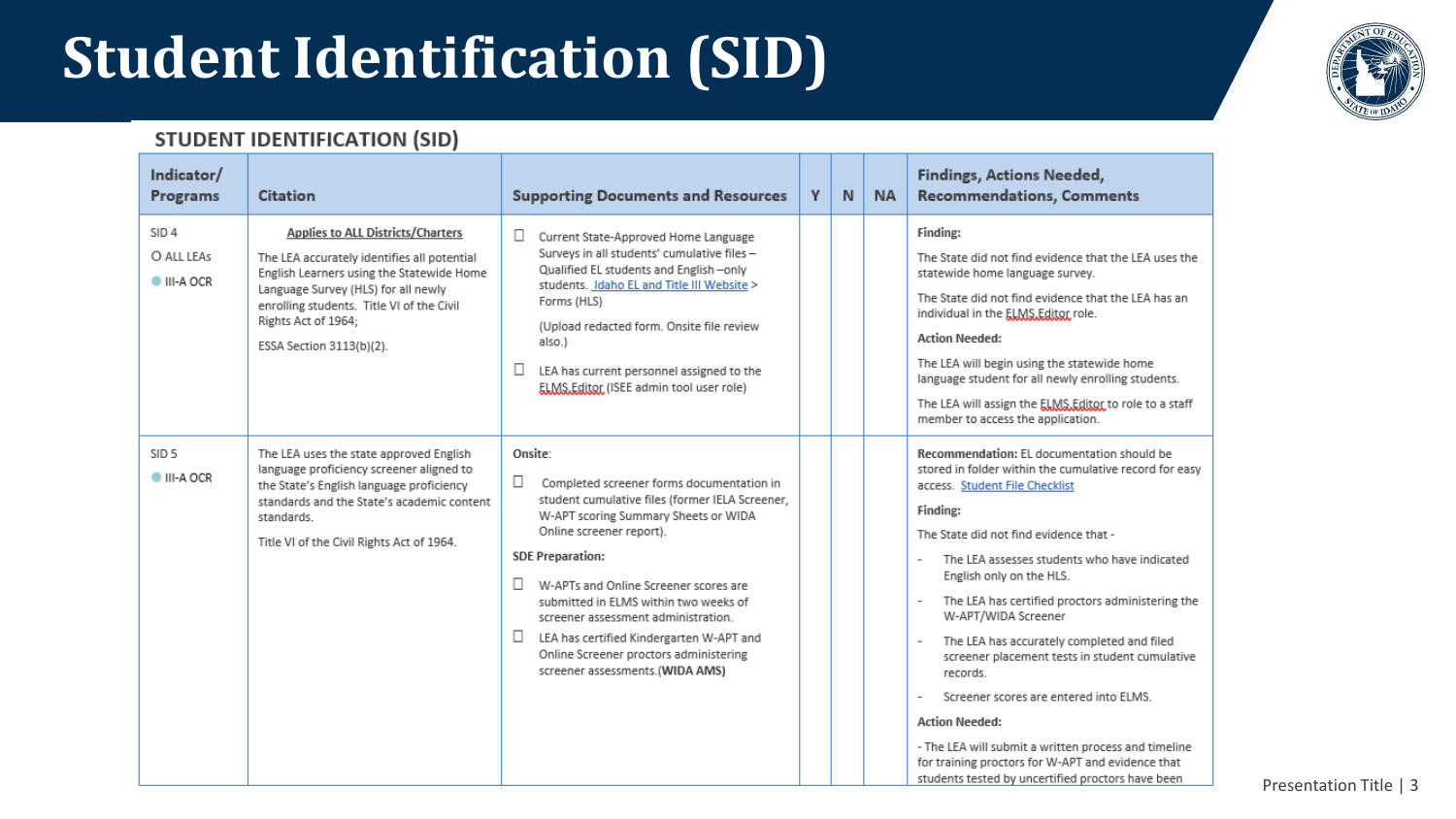# Student Identification (SID)

## STUDENT IDENTIFICATION (SID)

| Indicator/ Programs | Citation | Supporting Documents and Resources | Y | N | NA | Findings, Actions Needed, Recommendations, Comments |
|---|---|---|---|---|---|---|
| SID 4<br>○ ALL LEAs<br>● III-A OCR | **Applies to ALL Districts/Charters**<br>The LEA accurately identifies all potential English Learners using the Statewide Home Language Survey (HLS) for all newly enrolling students. Title VI of the Civil Rights Act of 1964;<br>ESSA Section 3113(b)(2). | ☐ Current State-Approved Home Language Surveys in all students' cumulative files – Qualified EL students and English –only students. Idaho EL and Title III Website > Forms (HLS)<br>(Upload redacted form. Onsite file review also.)<br>☐ LEA has current personnel assigned to the ELMS.Editor (ISEE admin tool user role) | | | | **Finding:**<br>The State did not find evidence that the LEA uses the statewide home language survey.<br>The State did not find evidence that the LEA has an individual in the ELMS.Editor role.<br>**Action Needed:**<br>The LEA will begin using the statewide home language student for all newly enrolling students.<br>The LEA will assign the ELMS.Editor to role to a staff member to access the application. |
| SID 5<br>● III-A OCR | The LEA uses the state approved English language proficiency screener aligned to the State's English language proficiency standards and the State's academic content standards.<br>Title VI of the Civil Rights Act of 1964. | **Onsite**:<br>☐ Completed screener forms documentation in student cumulative files (former IELA Screener, W-APT scoring Summary Sheets or WIDA Online screener report).<br>**SDE Preparation:**<br>☐ W-APTs and Online Screener scores are submitted in ELMS within two weeks of screener assessment administration.<br>☐ LEA has certified Kindergarten W-APT and Online Screener proctors administering screener assessments.**(WIDA AMS)** | | | | **Recommendation:** EL documentation should be stored in folder within the cumulative record for easy access. Student File Checklist<br>**Finding:**<br>The State did not find evidence that -<br>- The LEA assesses students who have indicated English only on the HLS.<br>- The LEA has certified proctors administering the W-APT/WIDA Screener<br>- The LEA has accurately completed and filed screener placement tests in student cumulative records.<br>- Screener scores are entered into ELMS.<br>**Action Needed:**<br>- The LEA will submit a written process and timeline for training proctors for W-APT and evidence that students tested by uncertified proctors have been |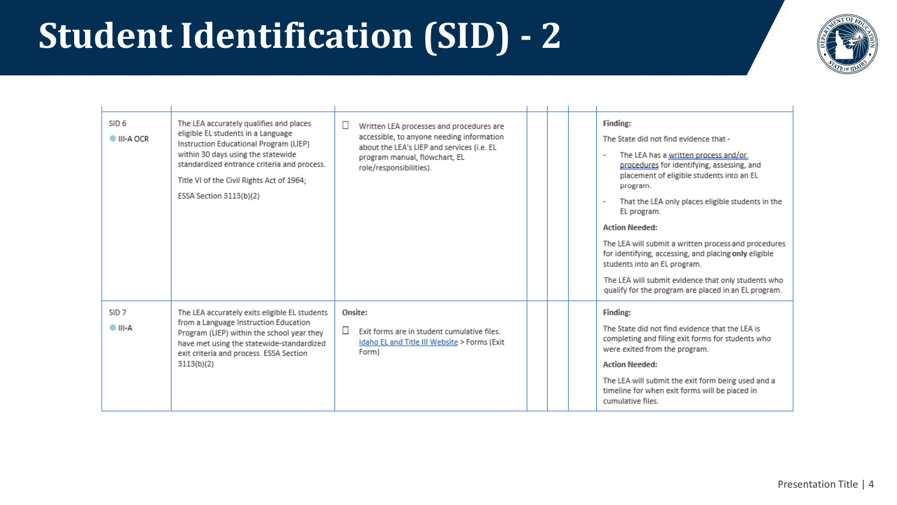# Student Identification (SID) - 2

| | | | | | | |
|---|---|---|---|---|---|---|
| SID 6<br>● III-A OCR | The LEA accurately qualifies and places eligible EL students in a Language Instruction Educational Program (LIEP) within 30 days using the statewide standardized entrance criteria and process.<br><br>Title VI of the Civil Rights Act of 1964;<br><br>ESSA Section 3113(b)(2) | ☐ Written LEA processes and procedures are accessible, to anyone needing information about the LEA's LIEP and services (i.e. EL program manual, flowchart, EL role/responsibilities). | | | | **Finding:**<br>The State did not find evidence that -<br>- The LEA has a written process and/or procedures for identifying, assessing, and placement of eligible students into an EL program.<br>- That the LEA only places eligible students in the EL program.<br><br>**Action Needed:**<br>The LEA will submit a written process and procedures for identifying, accessing, and placing **only** eligible students into an EL program.<br><br>The LEA will submit evidence that only students who qualify for the program are placed in an EL program. |
| SID 7<br>● III-A | The LEA accurately exits eligible EL students from a Language Instruction Education Program (LIEP) within the school year they have met using the statewide-standardized exit criteria and process. ESSA Section 3113(b)(2) | **Onsite:**<br><br>☐ Exit forms are in student cumulative files. Idaho EL and Title III Website > Forms (Exit Form) | | | | **Finding:**<br>The State did not find evidence that the LEA is completing and filing exit forms for students who were exited from the program.<br><br>**Action Needed:**<br>The LEA will submit the exit form being used and a timeline for when exit forms will be placed in cumulative files. |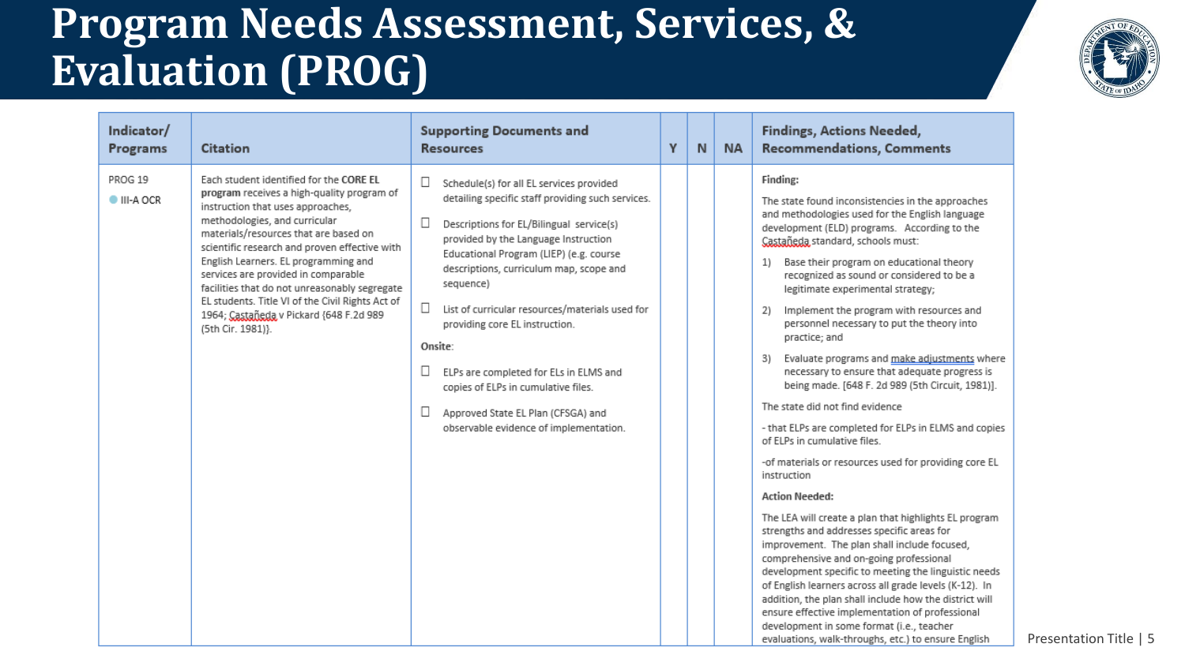# Program Needs Assessment, Services, & Evaluation (PROG)

| Indicator/ Programs | Citation | Supporting Documents and Resources | Y | N | NA | Findings, Actions Needed, Recommendations, Comments |
|---|---|---|---|---|---|---|
| PROG 19<br>● III-A OCR | Each student identified for the **CORE EL program** receives a high-quality program of instruction that uses approaches, methodologies, and curricular materials/resources that are based on scientific research and proven effective with English Learners. EL programming and services are provided in comparable facilities that do not unreasonably segregate EL students. Title VI of the Civil Rights Act of 1964; Castañeda v Pickard {648 F.2d 989 (5th Cir. 1981)}. | ☐ Schedule(s) for all EL services provided detailing specific staff providing such services.<br><br>☐ Descriptions for EL/Bilingual service(s) provided by the Language Instruction Educational Program (LIEP) (e.g. course descriptions, curriculum map, scope and sequence)<br><br>☐ List of curricular resources/materials used for providing core EL instruction.<br><br>Onsite:<br><br>☐ ELPs are completed for ELs in ELMS and copies of ELPs in cumulative files.<br><br>☐ Approved State EL Plan (CFSGA) and observable evidence of implementation. | | | | **Finding:**<br><br>The state found inconsistencies in the approaches and methodologies used for the English language development (ELD) programs. According to the Castañeda standard, schools must:<br><br>1) Base their program on educational theory recognized as sound or considered to be a legitimate experimental strategy;<br>2) Implement the program with resources and personnel necessary to put the theory into practice; and<br>3) Evaluate programs and make adjustments where necessary to ensure that adequate progress is being made. [648 F. 2d 989 (5th Circuit, 1981)].<br><br>The state did not find evidence<br><br>- that ELPs are completed for ELPs in ELMS and copies of ELPs in cumulative files.<br><br>-of materials or resources used for providing core EL instruction<br><br>**Action Needed:**<br><br>The LEA will create a plan that highlights EL program strengths and addresses specific areas for improvement. The plan shall include focused, comprehensive and on-going professional development specific to meeting the linguistic needs of English learners across all grade levels (K-12). In addition, the plan shall include how the district will ensure effective implementation of professional development in some format (i.e., teacher evaluations, walk-throughs, etc.) to ensure English |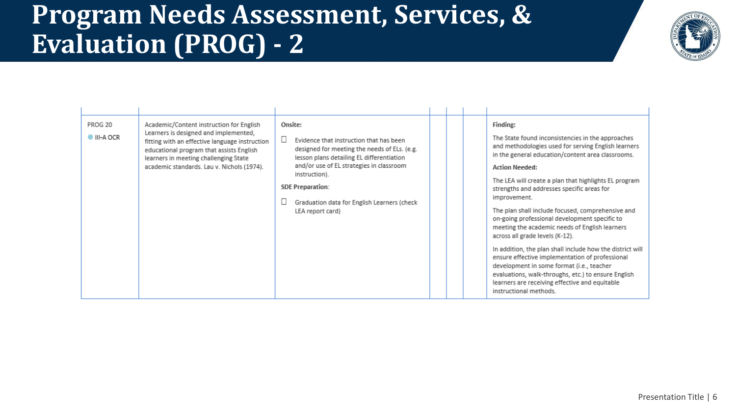# Program Needs Assessment, Services, & Evaluation (PROG) - 2

| | | | | | | |
|---|---|---|---|---|---|---|
| PROG 20<br>● III-A OCR | Academic/Content instruction for English Learners is designed and implemented, fitting with an effective language instruction educational program that assists English learners in meeting challenging State academic standards. Lau v. Nichols (1974). | **Onsite:**<br>☐ Evidence that instruction that has been designed for meeting the needs of ELs. (e.g. lesson plans detailing EL differentiation and/or use of EL strategies in classroom instruction).<br>**SDE Preparation**:<br>☐ Graduation data for English Learners (check LEA report card) | | | | **Finding:**<br>The State found inconsistencies in the approaches and methodologies used for serving English learners in the general education/content area classrooms.<br>**Action Needed:**<br>The LEA will create a plan that highlights EL program strengths and addresses specific areas for improvement.<br>The plan shall include focused, comprehensive and on-going professional development specific to meeting the academic needs of English learners across all grade levels (K-12).<br>In addition, the plan shall include how the district will ensure effective implementation of professional development in some format (i.e., teacher evaluations, walk-throughs, etc.) to ensure English learners are receiving effective and equitable instructional methods. |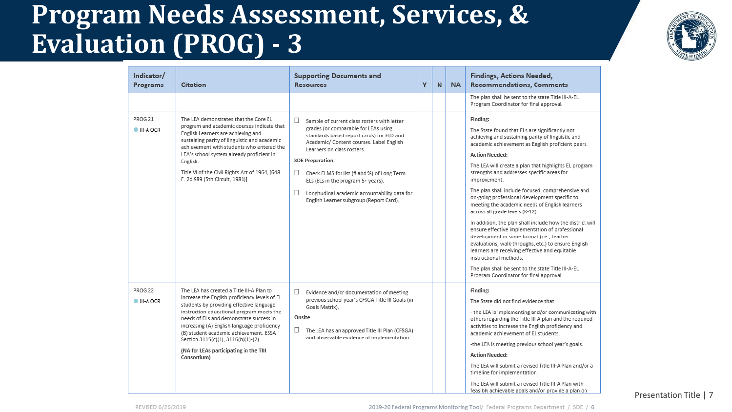# Program Needs Assessment, Services, & Evaluation (PROG) - 3

| Indicator/ Programs | Citation | Supporting Documents and Resources | Y | N | NA | Findings, Actions Needed, Recommendations, Comments |
|---|---|---|---|---|---|---|
| | | | | | | The plan shall be sent to the state Title III-A-EL Program Coordinator for final approval. |
| PROG 21<br>● III-A OCR | The LEA demonstrates that the Core EL program and academic courses indicate that English Learners are achieving and sustaining parity of linguistic and academic achievement with students who entered the LEA's school system already proficient in English.<br><br>Title VI of the Civil Rights Act of 1964, [648 F. 2d 989 (5th Circuit, 1981)] | ☐ Sample of current class rosters with letter grades (or comparable for LEAs using standards based report cards) for ELD and Academic/ Content courses. Label English Learners on class rosters.<br><br>**SDE Preparation:**<br><br>☐ Check ELMS for list (# and %) of Long Term ELs (ELs in the program 5+ years).<br><br>☐ Longitudinal academic accountability data for English Learner subgroup (Report Card). | | | | **Finding:**<br><br>The State found that ELs are significantly not achieving and sustaining parity of linguistic and academic achievement as English proficient peers.<br><br>**Action Needed:**<br><br>The LEA will create a plan that highlights EL program strengths and addresses specific areas for improvement.<br><br>The plan shall include focused, comprehensive and on-going professional development specific to meeting the academic needs of English learners across all grade levels (K-12).<br><br>In addition, the plan shall include how the district will ensure effective implementation of professional development in some format (i.e., teacher evaluations, walk-throughs, etc.) to ensure English learners are receiving effective and equitable instructional methods.<br><br>The plan shall be sent to the state Title III-A-EL Program Coordinator for final approval. |
| PROG 22<br>● III-A OCR | The LEA has created a Title III-A Plan to increase the English proficiency levels of EL students by providing effective language instruction educational program meets the needs of ELs and demonstrate success in increasing (A) English language proficiency (B) student academic achievement. ESSA Section 3115(c)(1); 3116(b)(1)-(2)<br><br>**(NA for LEAs participating in the TIII Consortium)** | ☐ Evidence and/or documentation of meeting previous school year's CFSGA Title III Goals (in Goals Matrix).<br><br>**Onsite**<br><br>☐ The LEA has an approved Title III Plan (CFSGA) and observable evidence of implementation. | | | | **Finding:**<br><br>The State did not find evidence that<br><br>- the LEA is implementing and/or communicating with others regarding the Title III-A plan and the required activities to increase the English proficiency and academic achievement of EL students.<br><br>-the LEA is meeting previous school year's goals.<br><br>**Action Needed:**<br><br>The LEA will submit a revised Title III-A Plan and/or a timeline for implementation.<br><br>The LEA will submit a revised Title III-A Plan with feasibly achievable goals and/or provide a plan on |

REVISED 6/26/2019

2019-20 Federal Programs Monitoring Tool/ Federal Programs Department / SDE / 6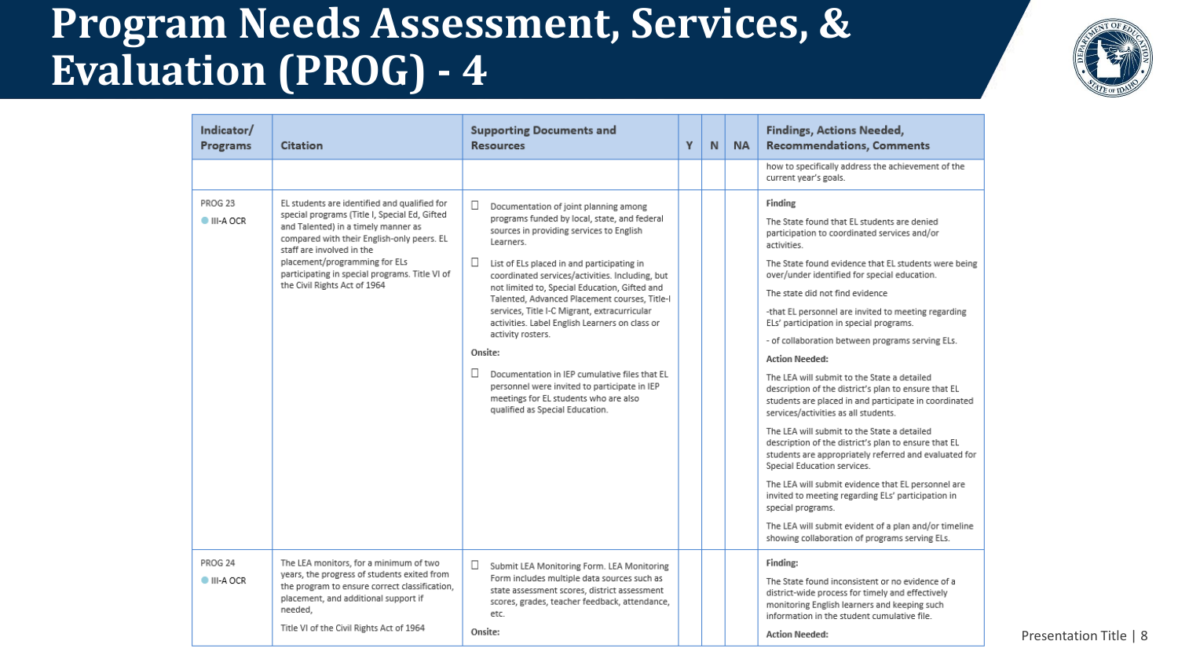# Program Needs Assessment, Services, & Evaluation (PROG) - 4

| Indicator/ Programs | Citation | Supporting Documents and Resources | Y | N | NA | Findings, Actions Needed, Recommendations, Comments |
|---|---|---|---|---|---|---|
| | | | | | | how to specifically address the achievement of the current year's goals. |
| PROG 23<br>● III-A OCR | EL students are identified and qualified for special programs (Title I, Special Ed, Gifted and Talented) in a timely manner as compared with their English-only peers. EL staff are involved in the placement/programming for ELs participating in special programs. Title VI of the Civil Rights Act of 1964 | ☐ Documentation of joint planning among programs funded by local, state, and federal sources in providing services to English Learners.<br><br>☐ List of ELs placed in and participating in coordinated services/activities. Including, but not limited to, Special Education, Gifted and Talented, Advanced Placement courses, Title-I services, Title I-C Migrant, extracurricular activities. Label English Learners on class or activity rosters.<br><br>**Onsite:**<br><br>☐ Documentation in IEP cumulative files that EL personnel were invited to participate in IEP meetings for EL students who are also qualified as Special Education. | | | | **Finding**<br><br>The State found that EL students are denied participation to coordinated services and/or activities.<br><br>The State found evidence that EL students were being over/under identified for special education.<br><br>The state did not find evidence<br><br>-that EL personnel are invited to meeting regarding ELs' participation in special programs.<br><br>- of collaboration between programs serving ELs.<br><br>**Action Needed:**<br><br>The LEA will submit to the State a detailed description of the district's plan to ensure that EL students are placed in and participate in coordinated services/activities as all students.<br><br>The LEA will submit to the State a detailed description of the district's plan to ensure that EL students are appropriately referred and evaluated for Special Education services.<br><br>The LEA will submit evidence that EL personnel are invited to meeting regarding ELs' participation in special programs.<br><br>The LEA will submit evident of a plan and/or timeline showing collaboration of programs serving ELs. |
| PROG 24<br>● III-A OCR | The LEA monitors, for a minimum of two years, the progress of students exited from the program to ensure correct classification, placement, and additional support if needed,<br><br>Title VI of the Civil Rights Act of 1964 | ☐ Submit LEA Monitoring Form. LEA Monitoring Form includes multiple data sources such as state assessment scores, district assessment scores, grades, teacher feedback, attendance, etc.<br><br>**Onsite:** | | | | **Finding:**<br><br>The State found inconsistent or no evidence of a district-wide process for timely and effectively monitoring English learners and keeping such information in the student cumulative file.<br><br>**Action Needed:** |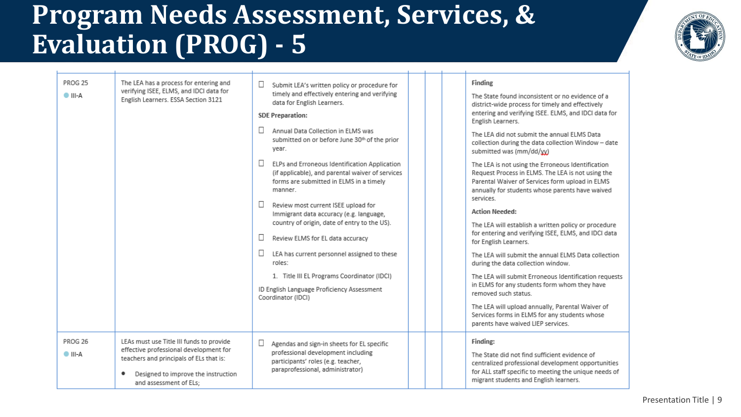# Program Needs Assessment, Services, & Evaluation (PROG) - 5

| | | | | | | |
|---|---|---|---|---|---|---|
| PROG 25<br>● III-A | The LEA has a process for entering and verifying ISEE, ELMS, and IDCI data for English Learners. ESSA Section 3121 | ☐ Submit LEA's written policy or procedure for timely and effectively entering and verifying data for English Learners.<br>**SDE Preparation:**<br>☐ Annual Data Collection in ELMS was submitted on or before June 30th of the prior year.<br>☐ ELPs and Erroneous Identification Application (if applicable), and parental waiver of services forms are submitted in ELMS in a timely manner.<br>☐ Review most current ISEE upload for Immigrant data accuracy (e.g. language, country of origin, date of entry to the US).<br>☐ Review ELMS for EL data accuracy<br>☐ LEA has current personnel assigned to these roles:<br>1. Title III EL Programs Coordinator (IDCI)<br>ID English Language Proficiency Assessment Coordinator (IDCI) | | | | **Finding**<br>The State found inconsistent or no evidence of a district-wide process for timely and effectively entering and verifying ISEE. ELMS, and IDCI data for English Learners.<br>The LEA did not submit the annual ELMS Data collection during the data collection Window – date submitted was (mm/dd/yy)<br>The LEA is not using the Erroneous Identification Request Process in ELMS. The LEA is not using the Parental Waiver of Services form upload in ELMS annually for students whose parents have waived services.<br>**Action Needed:**<br>The LEA will establish a written policy or procedure for entering and verifying ISEE, ELMS, and IDCI data for English Learners.<br>The LEA will submit the annual ELMS Data collection during the data collection window.<br>The LEA will submit Erroneous Identification requests in ELMS for any students form whom they have removed such status.<br>The LEA will upload annually, Parental Waiver of Services forms in ELMS for any students whose parents have waived LIEP services. |
| PROG 26<br>● III-A | LEAs must use Title III funds to provide effective professional development for teachers and principals of ELs that is:<br>• Designed to improve the instruction and assessment of ELs; | ☐ Agendas and sign-in sheets for EL specific professional development including participants' roles (e.g. teacher, paraprofessional, administrator) | | | | **Finding:**<br>The State did not find sufficient evidence of centralized professional development opportunities for ALL staff specific to meeting the unique needs of migrant students and English learners. |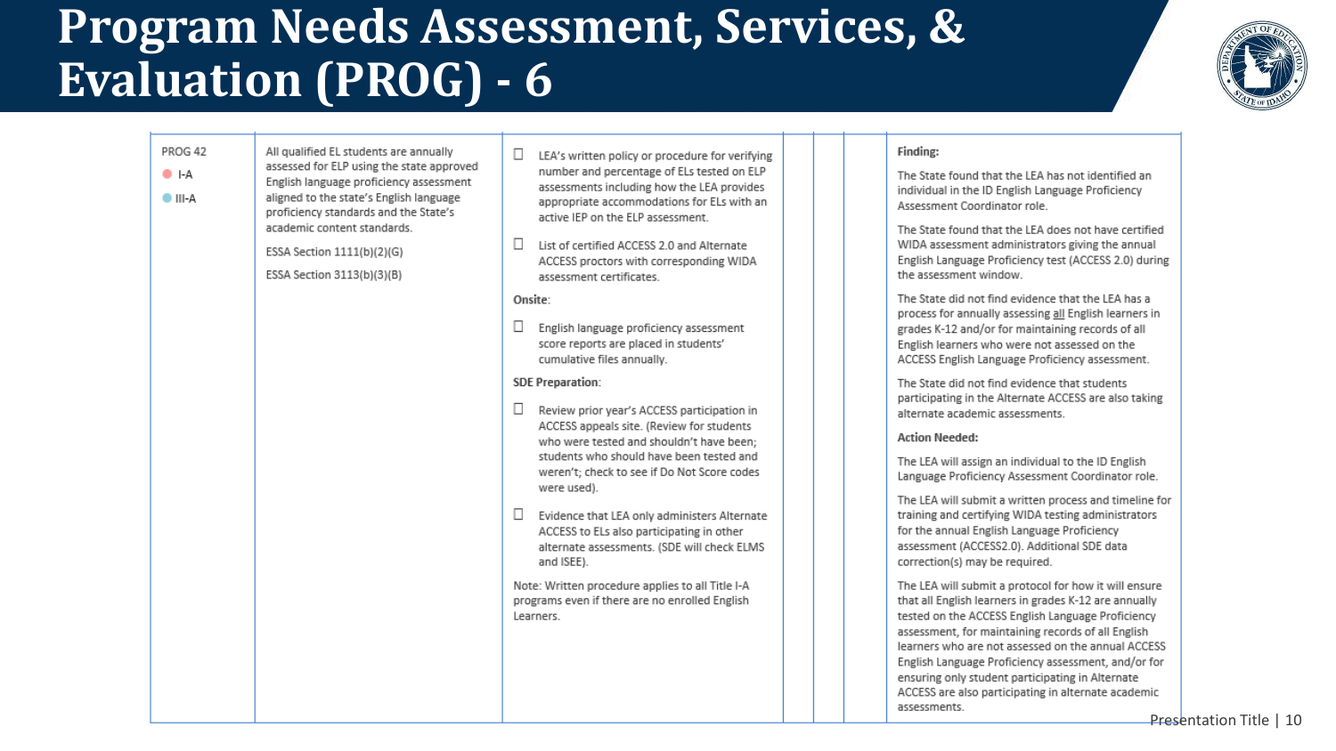# Program Needs Assessment, Services, & Evaluation (PROG) - 6

| | | | | | | |
|---|---|---|---|---|---|---|
| PROG 42<br>● I-A<br>● III-A | All qualified EL students are annually assessed for ELP using the state approved English language proficiency assessment aligned to the state's English language proficiency standards and the State's academic content standards.<br><br>ESSA Section 1111(b)(2)(G)<br><br>ESSA Section 3113(b)(3)(B) | ☐ LEA's written policy or procedure for verifying number and percentage of ELs tested on ELP assessments including how the LEA provides appropriate accommodations for ELs with an active IEP on the ELP assessment.<br><br>☐ List of certified ACCESS 2.0 and Alternate ACCESS proctors with corresponding WIDA assessment certificates.<br><br>**Onsite**:<br><br>☐ English language proficiency assessment score reports are placed in students' cumulative files annually.<br><br>**SDE Preparation**:<br><br>☐ Review prior year's ACCESS participation in ACCESS appeals site. (Review for students who were tested and shouldn't have been; students who should have been tested and weren't; check to see if Do Not Score codes were used).<br><br>☐ Evidence that LEA only administers Alternate ACCESS to ELs also participating in other alternate assessments. (SDE will check ELMS and ISEE).<br><br>Note: Written procedure applies to all Title I-A programs even if there are no enrolled English Learners. | | | | **Finding:**<br><br>The State found that the LEA has not identified an individual in the ID English Language Proficiency Assessment Coordinator role.<br><br>The State found that the LEA does not have certified WIDA assessment administrators giving the annual English Language Proficiency test (ACCESS 2.0) during the assessment window.<br><br>The State did not find evidence that the LEA has a process for annually assessing <u>all</u> English learners in grades K-12 and/or for maintaining records of all English learners who were not assessed on the ACCESS English Language Proficiency assessment.<br><br>The State did not find evidence that students participating in the Alternate ACCESS are also taking alternate academic assessments.<br><br>**Action Needed:**<br><br>The LEA will assign an individual to the ID English Language Proficiency Assessment Coordinator role.<br><br>The LEA will submit a written process and timeline for training and certifying WIDA testing administrators for the annual English Language Proficiency assessment (ACCESS2.0). Additional SDE data correction(s) may be required.<br><br>The LEA will submit a protocol for how it will ensure that all English learners in grades K-12 are annually tested on the ACCESS English Language Proficiency assessment, for maintaining records of all English learners who are not assessed on the annual ACCESS English Language Proficiency assessment, and/or for ensuring only student participating in Alternate ACCESS are also participating in alternate academic assessments. |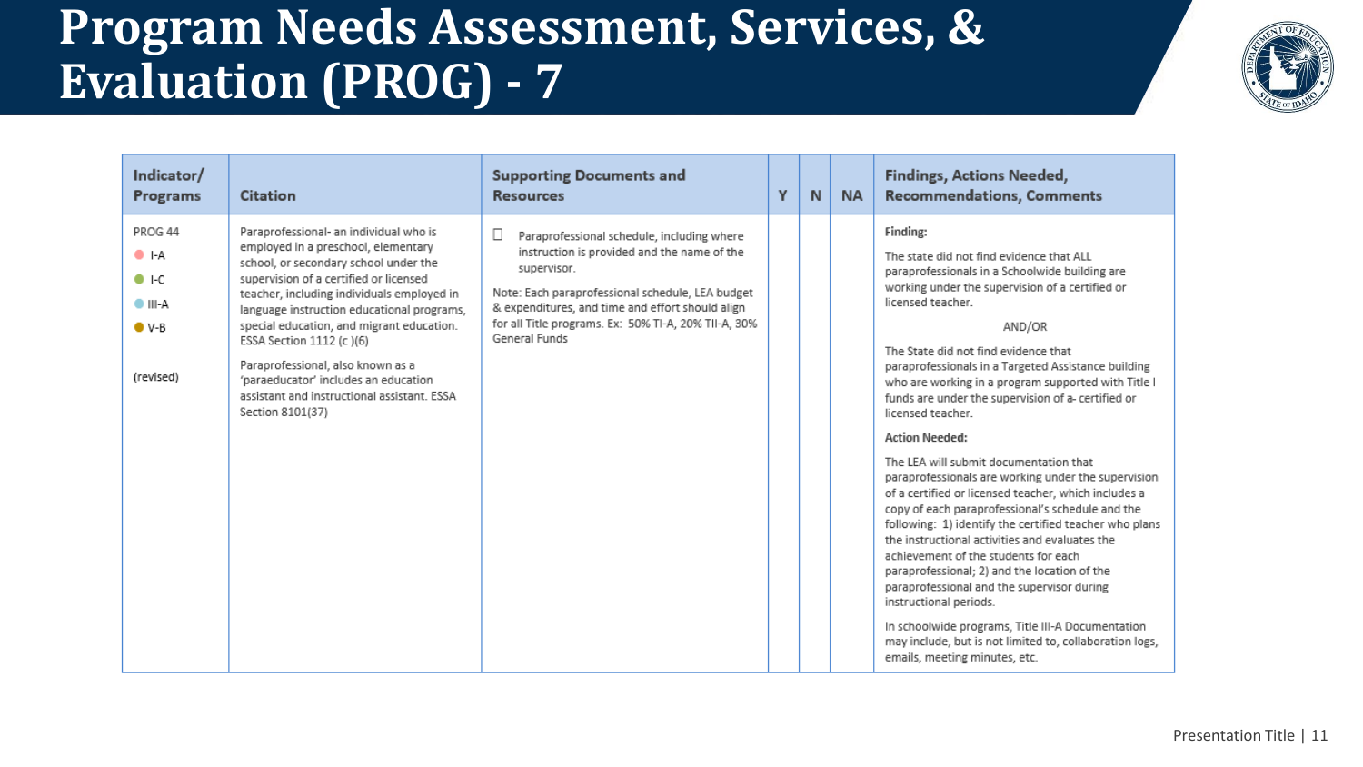# Program Needs Assessment, Services, & Evaluation (PROG) - 7

| Indicator/ Programs | Citation | Supporting Documents and Resources | Y | N | NA | Findings, Actions Needed, Recommendations, Comments |
|---|---|---|---|---|---|---|
| PROG 44<br>● I-A<br>● I-C<br>● III-A<br>● V-B<br><br>(revised) | Paraprofessional- an individual who is employed in a preschool, elementary school, or secondary school under the supervision of a certified or licensed teacher, including individuals employed in language instruction educational programs, special education, and migrant education. ESSA Section 1112 (c )(6)<br><br>Paraprofessional, also known as a 'paraeducator' includes an education assistant and instructional assistant. ESSA Section 8101(37) | ☐ Paraprofessional schedule, including where instruction is provided and the name of the supervisor.<br><br>Note: Each paraprofessional schedule, LEA budget & expenditures, and time and effort should align for all Title programs. Ex: 50% TI-A, 20% TII-A, 30% General Funds | | | | **Finding:**<br>The state did not find evidence that ALL paraprofessionals in a Schoolwide building are working under the supervision of a certified or licensed teacher.<br>AND/OR<br>The State did not find evidence that paraprofessionals in a Targeted Assistance building who are working in a program supported with Title I funds are under the supervision of a- certified or licensed teacher.<br>**Action Needed:**<br>The LEA will submit documentation that paraprofessionals are working under the supervision of a certified or licensed teacher, which includes a copy of each paraprofessional's schedule and the following: 1) identify the certified teacher who plans the instructional activities and evaluates the achievement of the students for each paraprofessional; 2) and the location of the paraprofessional and the supervisor during instructional periods.<br>In schoolwide programs, Title III-A Documentation may include, but is not limited to, collaboration logs, emails, meeting minutes, etc. |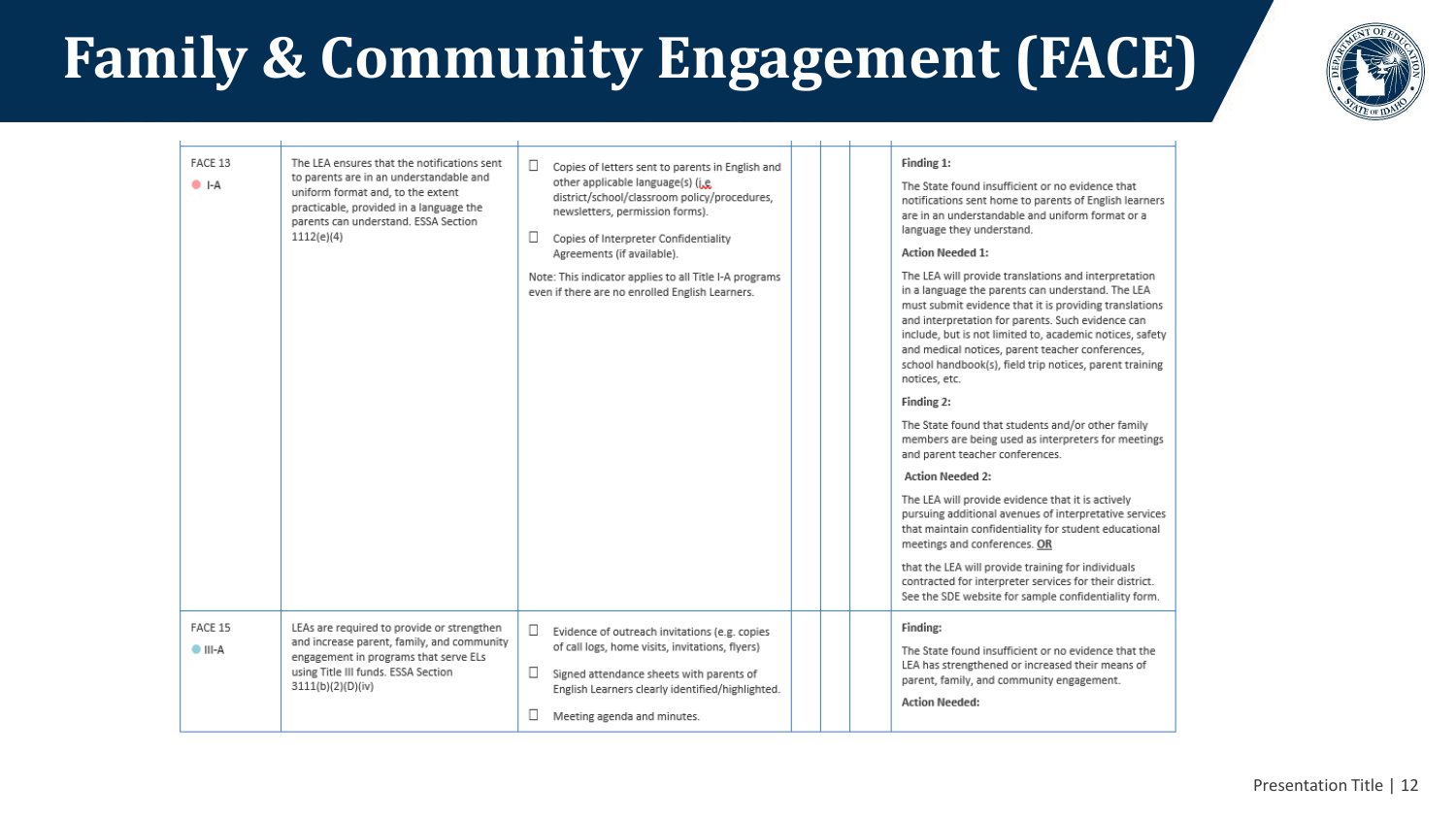# Family & Community Engagement (FACE)

| | | | | | | |
|---|---|---|---|---|---|---|
| FACE 13<br>● I-A | The LEA ensures that the notifications sent to parents are in an understandable and uniform format and, to the extent practicable, provided in a language the parents can understand. ESSA Section 1112(e)(4) | ☐ Copies of letters sent to parents in English and other applicable language(s) (i.e. district/school/classroom policy/procedures, newsletters, permission forms).<br>☐ Copies of Interpreter Confidentiality Agreements (if available).<br>Note: This indicator applies to all Title I-A programs even if there are no enrolled English Learners. | | | | **Finding 1:**<br>The State found insufficient or no evidence that notifications sent home to parents of English learners are in an understandable and uniform format or a language they understand.<br>**Action Needed 1:**<br>The LEA will provide translations and interpretation in a language the parents can understand. The LEA must submit evidence that it is providing translations and interpretation for parents. Such evidence can include, but is not limited to, academic notices, safety and medical notices, parent teacher conferences, school handbook(s), field trip notices, parent training notices, etc.<br>**Finding 2:**<br>The State found that students and/or other family members are being used as interpreters for meetings and parent teacher conferences.<br>**Action Needed 2:**<br>The LEA will provide evidence that it is actively pursuing additional avenues of interpretative services that maintain confidentiality for student educational meetings and conferences. **OR**<br>that the LEA will provide training for individuals contracted for interpreter services for their district. See the SDE website for sample confidentiality form. |
| FACE 15<br>● III-A | LEAs are required to provide or strengthen and increase parent, family, and community engagement in programs that serve ELs using Title III funds. ESSA Section 3111(b)(2)(D)(iv) | ☐ Evidence of outreach invitations (e.g. copies of call logs, home visits, invitations, flyers)<br>☐ Signed attendance sheets with parents of English Learners clearly identified/highlighted.<br>☐ Meeting agenda and minutes. | | | | **Finding:**<br>The State found insufficient or no evidence that the LEA has strengthened or increased their means of parent, family, and community engagement.<br>**Action Needed:** |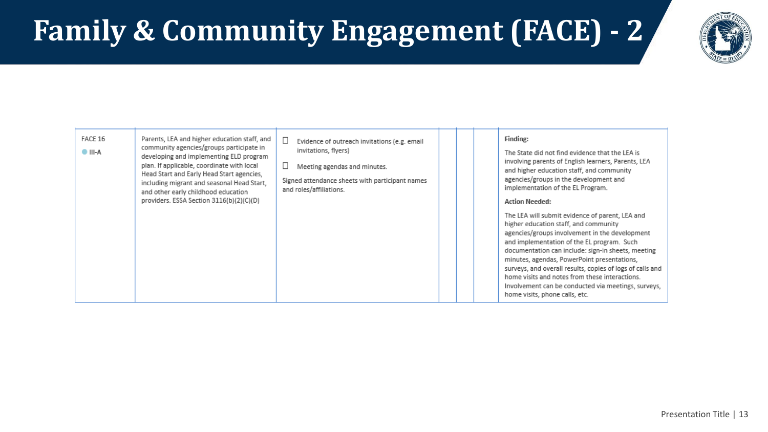# Family & Community Engagement (FACE) - 2

| | | | | | | |
|---|---|---|---|---|---|---|
| FACE 16<br>● III-A | Parents, LEA and higher education staff, and community agencies/groups participate in developing and implementing ELD program plan. If applicable, coordinate with local Head Start and Early Head Start agencies, including migrant and seasonal Head Start, and other early childhood education providers. ESSA Section 3116(b)(2)(C)(D) | ☐ Evidence of outreach invitations (e.g. email invitations, flyers)<br><br>☐ Meeting agendas and minutes.<br><br>Signed attendance sheets with participant names and roles/affiliations. | | | | **Finding:**<br><br>The State did not find evidence that the LEA is involving parents of English learners, Parents, LEA and higher education staff, and community agencies/groups in the development and implementation of the EL Program.<br><br>**Action Needed:**<br><br>The LEA will submit evidence of parent, LEA and higher education staff, and community agencies/groups involvement in the development and implementation of the EL program. Such documentation can include: sign-in sheets, meeting minutes, agendas, PowerPoint presentations, surveys, and overall results, copies of logs of calls and home visits and notes from these interactions. Involvement can be conducted via meetings, surveys, home visits, phone calls, etc. |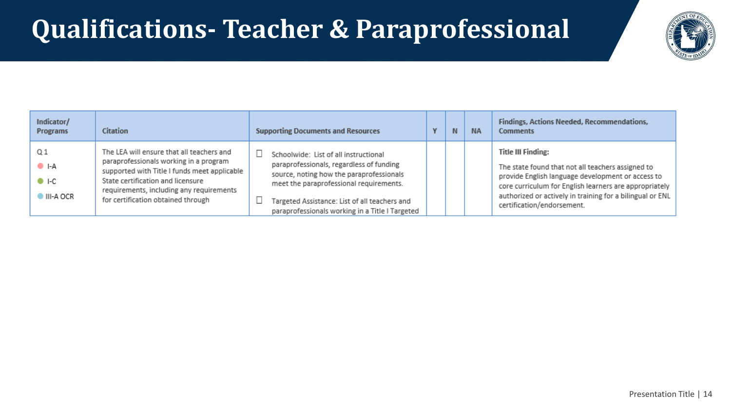# Qualifications- Teacher & Paraprofessional

| Indicator/ Programs | Citation | Supporting Documents and Resources | Y | N | NA | Findings, Actions Needed, Recommendations, Comments |
|---|---|---|---|---|---|---|
| Q 1<br>● I-A<br>● I-C<br>● III-A OCR | The LEA will ensure that all teachers and paraprofessionals working in a program supported with Title I funds meet applicable State certification and licensure requirements, including any requirements for certification obtained through | ☐ Schoolwide: List of all instructional paraprofessionals, regardless of funding source, noting how the paraprofessionals meet the paraprofessional requirements.<br><br>☐ Targeted Assistance: List of all teachers and paraprofessionals working in a Title I Targeted | | | | **Title III Finding:**<br><br>The state found that not all teachers assigned to provide English language development or access to core curriculum for English learners are appropriately authorized or actively in training for a bilingual or ENL certification/endorsement. |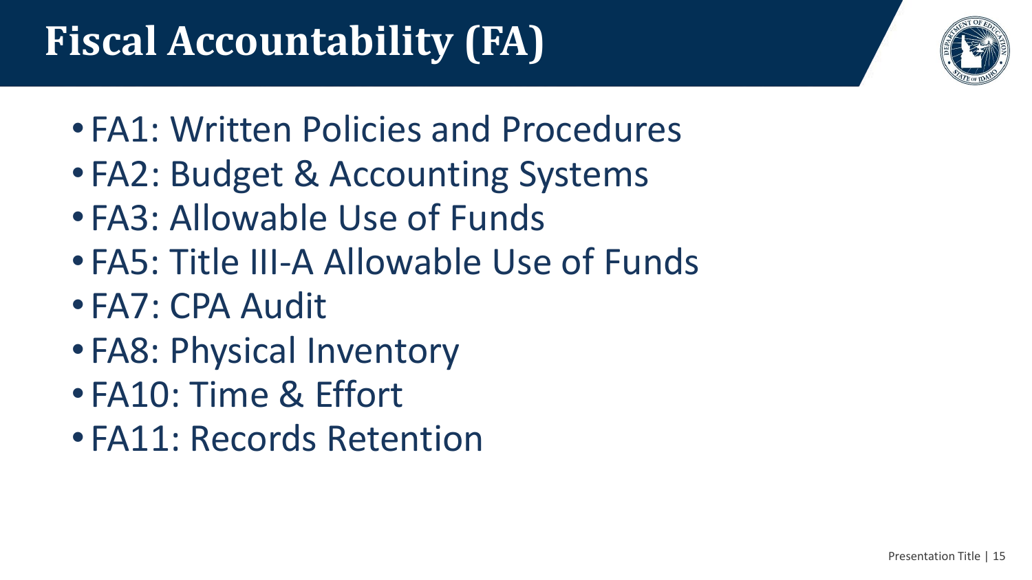# Fiscal Accountability (FA)

- FA1: Written Policies and Procedures
- FA2: Budget & Accounting Systems
- FA3: Allowable Use of Funds
- FA5: Title III-A Allowable Use of Funds
- FA7: CPA Audit
- FA8: Physical Inventory
- FA10: Time & Effort
- FA11: Records Retention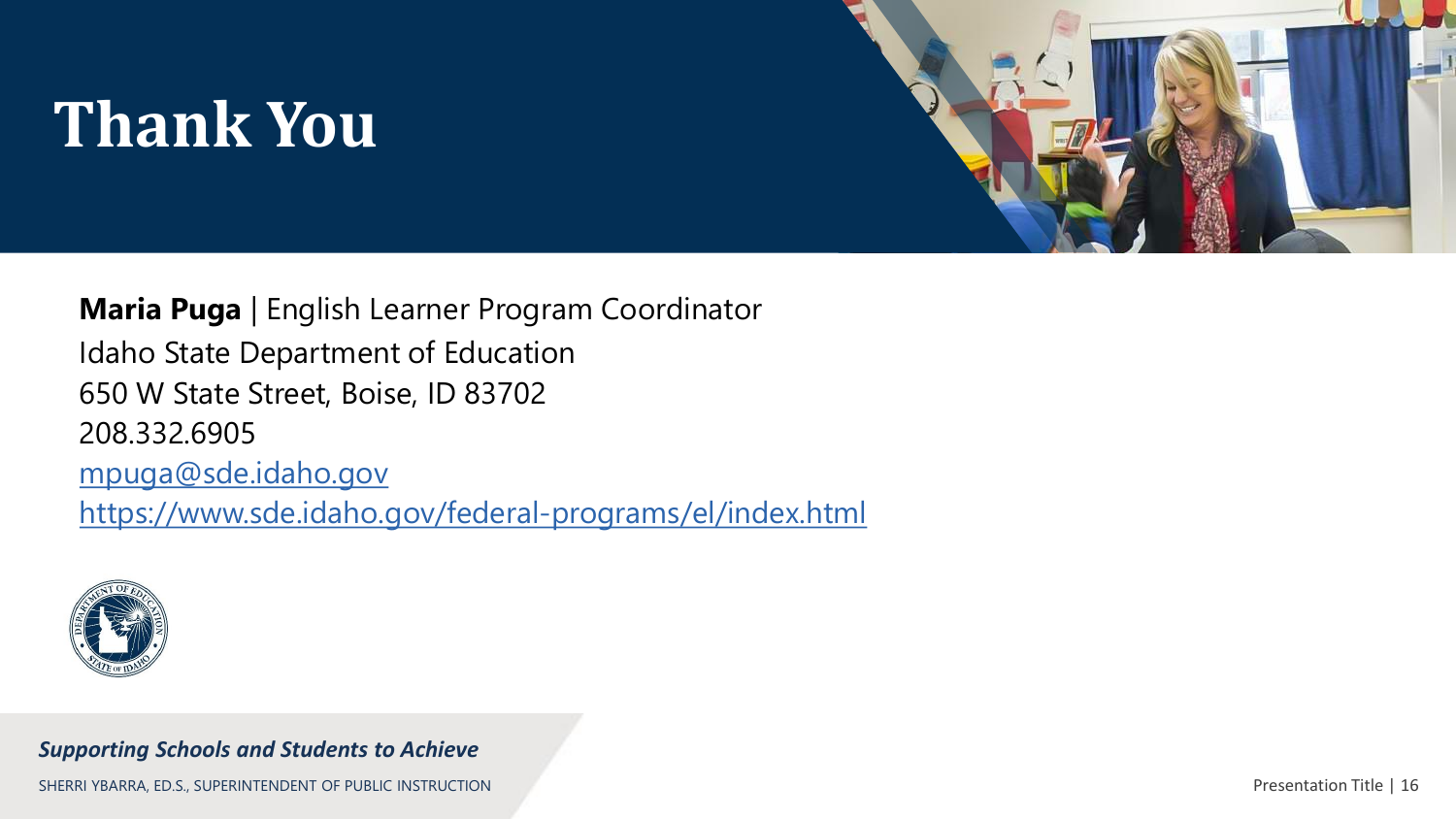# Thank You

**Maria Puga** | English Learner Program Coordinator
Idaho State Department of Education
650 W State Street, Boise, ID 83702
208.332.6905
[mpuga@sde.idaho.gov](mailto:mpuga@sde.idaho.gov)
[https://www.sde.idaho.gov/federal-programs/el/index.html](https://www.sde.idaho.gov/federal-programs/el/index.html)

***Supporting Schools and Students to Achieve***

SHERRI YBARRA, ED.S., SUPERINTENDENT OF PUBLIC INSTRUCTION